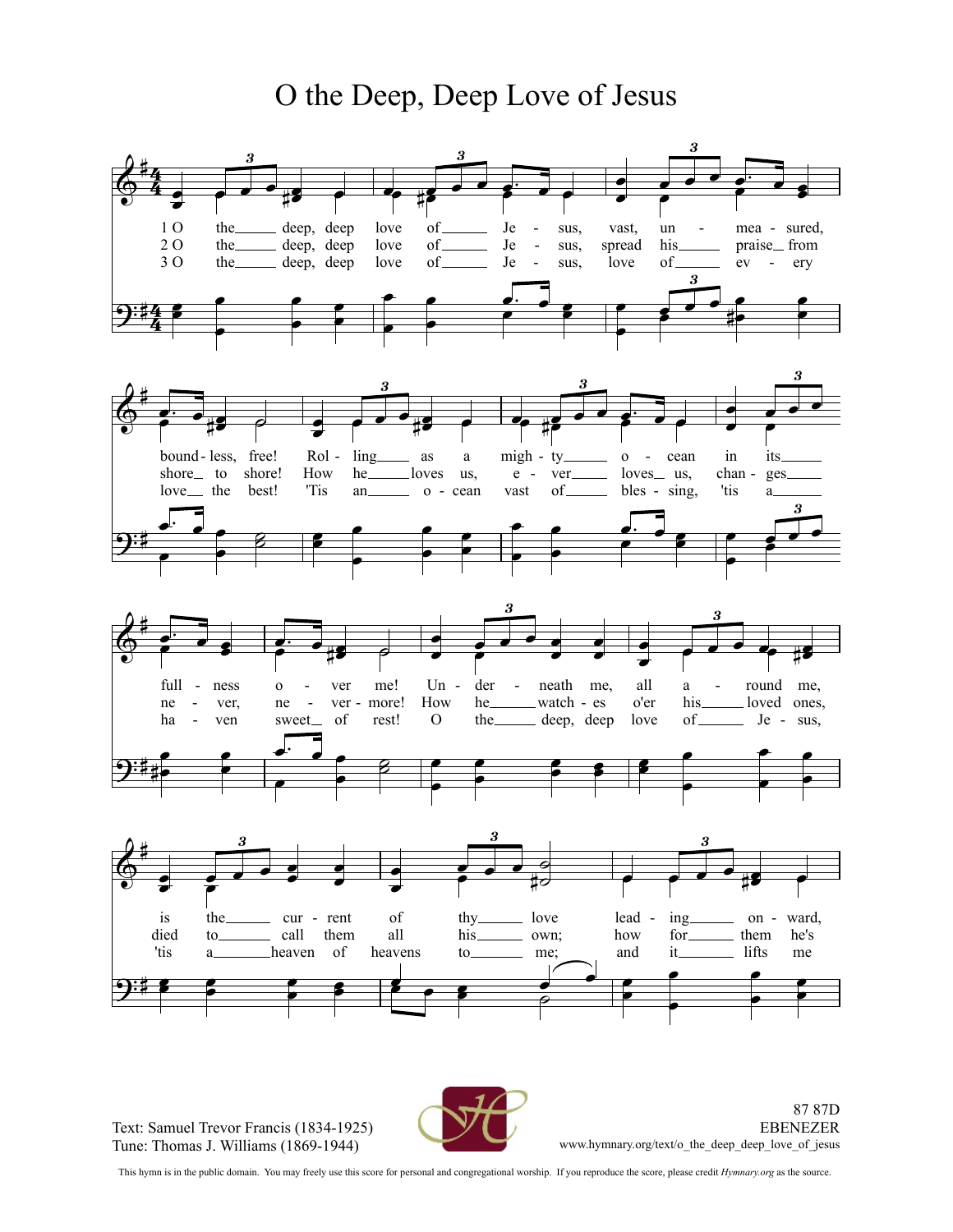# O the Deep, Deep Love of Jesus

1 O the deep, deep love of Jesus, vast, unmeasured, boundless, free!
Rolling as a mighty ocean in its fullness over me!
Underneath me, all around me, is the current of thy love
leading onward,

2 O the deep, deep love of Jesus, spread his praise from shore to shore!
How he loves us, ever loves us, changes never, nevermore!
How he watches o'er his loved ones, died to call them all his own;
how for them he's

3 O the deep, deep love of Jesus, love of every love the best!
'Tis an ocean vast of blessing, 'tis a haven sweet of rest!
O the deep, deep love of Jesus, 'tis a heaven of heavens to me;
and it lifts me

Text: Samuel Trevor Francis (1834-1925)
Tune: Thomas J. Williams (1869-1944)

87 87D
EBENEZER
www.hymnary.org/text/o_the_deep_deep_love_of_jesus

This hymn is in the public domain. You may freely use this score for personal and congregational worship. If you reproduce the score, please credit *Hymnary.org* as the source.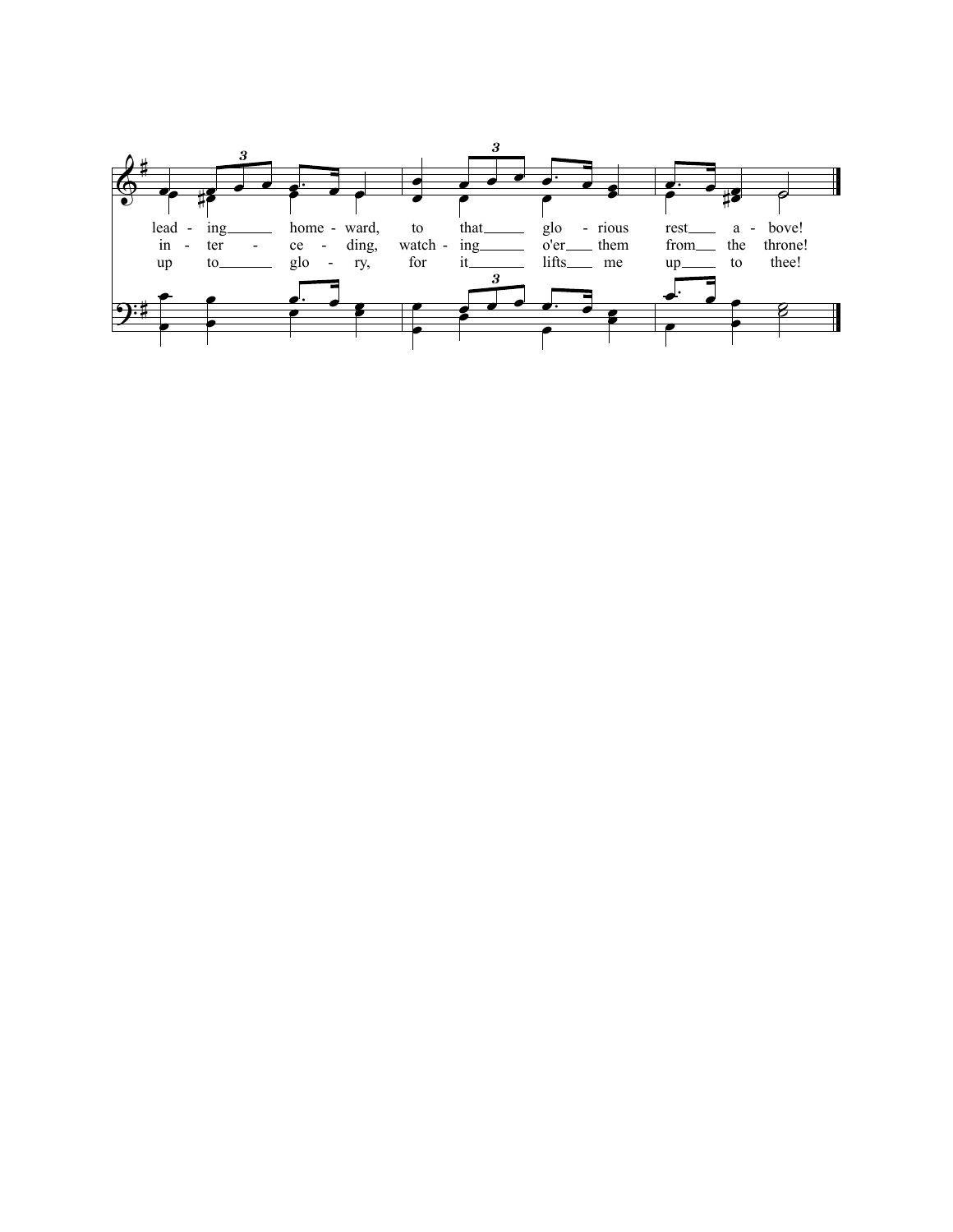lead - ing home - ward, to that glo - rious rest a - bove!

in - ter - ce - ding, watch - ing o'er them from the throne!

up to glo - ry, for it lifts me up to thee!